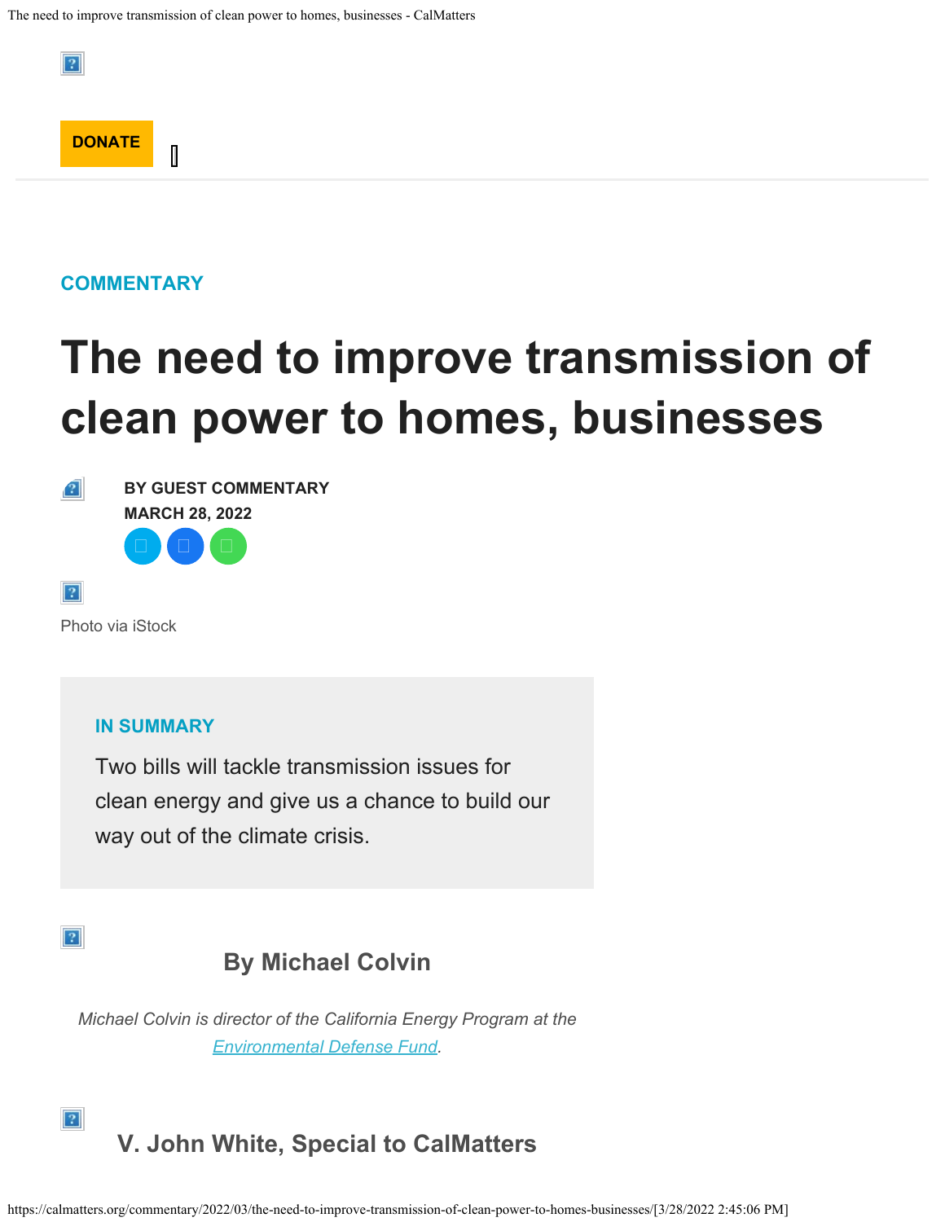DONATE

COMMENTARY

# The need to improve transmission of clean power to homes, businesses

**BY GUEST COMMENTARY**
**MARCH 28, 2022**

Photo via iStock

**IN SUMMARY**

Two bills will tackle transmission issues for clean energy and give us a chance to build our way out of the climate crisis.

## By Michael Colvin

*Michael Colvin is director of the California Energy Program at the [Environmental Defense Fund](https://www.edf.org/).*

## V. John White, Special to CalMatters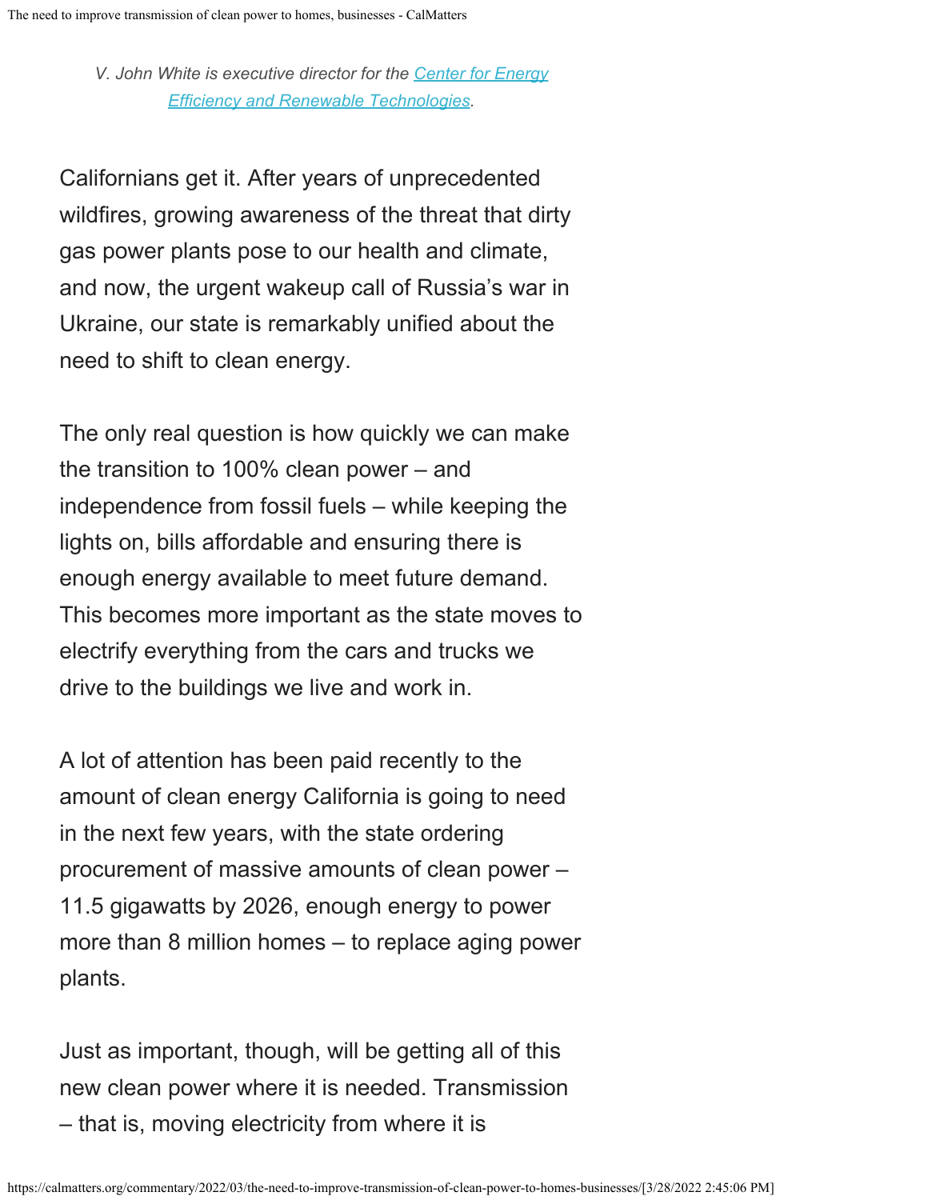*V. John White is executive director for the [Center for Energy Efficiency and Renewable Technologies](https://calmatters.org/commentary/2022/03/the-need-to-improve-transmission-of-clean-power-to-homes-businesses/).*

Californians get it. After years of unprecedented wildfires, growing awareness of the threat that dirty gas power plants pose to our health and climate, and now, the urgent wakeup call of Russia's war in Ukraine, our state is remarkably unified about the need to shift to clean energy.

The only real question is how quickly we can make the transition to 100% clean power – and independence from fossil fuels – while keeping the lights on, bills affordable and ensuring there is enough energy available to meet future demand. This becomes more important as the state moves to electrify everything from the cars and trucks we drive to the buildings we live and work in.

A lot of attention has been paid recently to the amount of clean energy California is going to need in the next few years, with the state ordering procurement of massive amounts of clean power – 11.5 gigawatts by 2026, enough energy to power more than 8 million homes – to replace aging power plants.

Just as important, though, will be getting all of this new clean power where it is needed. Transmission – that is, moving electricity from where it is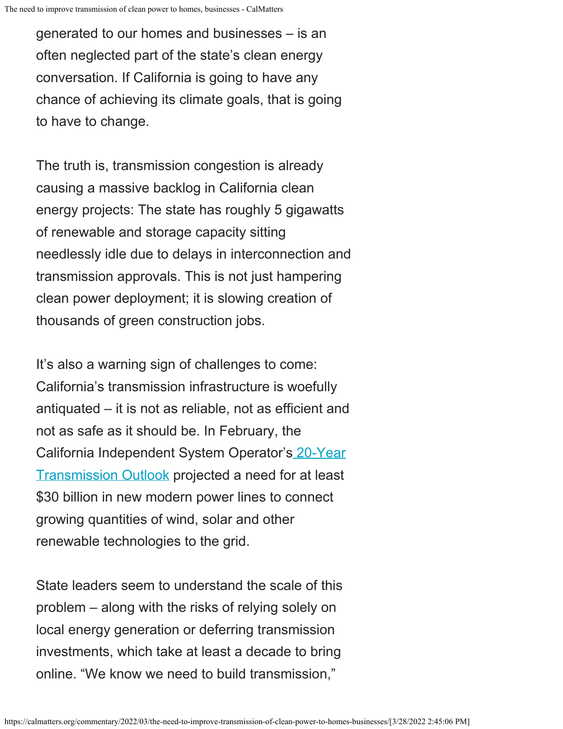generated to our homes and businesses – is an often neglected part of the state's clean energy conversation. If California is going to have any chance of achieving its climate goals, that is going to have to change.

The truth is, transmission congestion is already causing a massive backlog in California clean energy projects: The state has roughly 5 gigawatts of renewable and storage capacity sitting needlessly idle due to delays in interconnection and transmission approvals. This is not just hampering clean power deployment; it is slowing creation of thousands of green construction jobs.

It's also a warning sign of challenges to come: California's transmission infrastructure is woefully antiquated – it is not as reliable, not as efficient and not as safe as it should be. In February, the California Independent System Operator's [20-Year Transmission Outlook] projected a need for at least $30 billion in new modern power lines to connect growing quantities of wind, solar and other renewable technologies to the grid.

State leaders seem to understand the scale of this problem – along with the risks of relying solely on local energy generation or deferring transmission investments, which take at least a decade to bring online. "We know we need to build transmission,"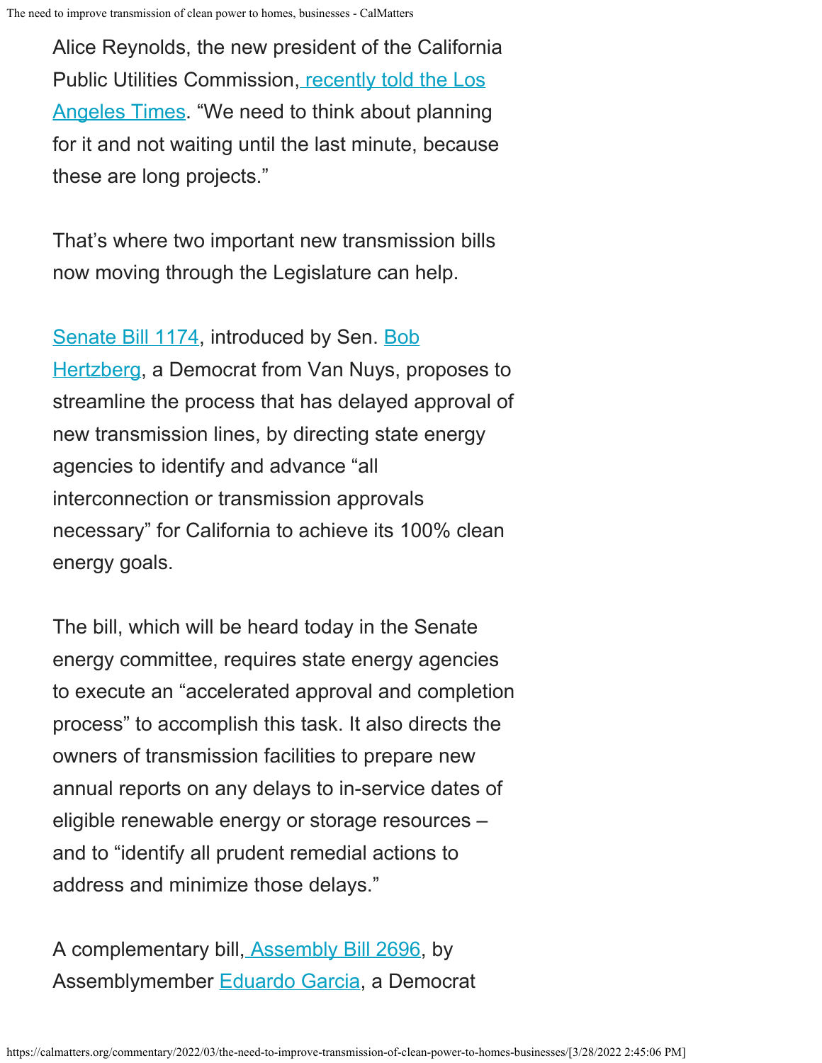Alice Reynolds, the new president of the California Public Utilities Commission, recently told the Los Angeles Times. "We need to think about planning for it and not waiting until the last minute, because these are long projects."

That's where two important new transmission bills now moving through the Legislature can help.

Senate Bill 1174, introduced by Sen. Bob Hertzberg, a Democrat from Van Nuys, proposes to streamline the process that has delayed approval of new transmission lines, by directing state energy agencies to identify and advance "all interconnection or transmission approvals necessary" for California to achieve its 100% clean energy goals.

The bill, which will be heard today in the Senate energy committee, requires state energy agencies to execute an "accelerated approval and completion process" to accomplish this task. It also directs the owners of transmission facilities to prepare new annual reports on any delays to in-service dates of eligible renewable energy or storage resources – and to "identify all prudent remedial actions to address and minimize those delays."

A complementary bill, Assembly Bill 2696, by Assemblymember Eduardo Garcia, a Democrat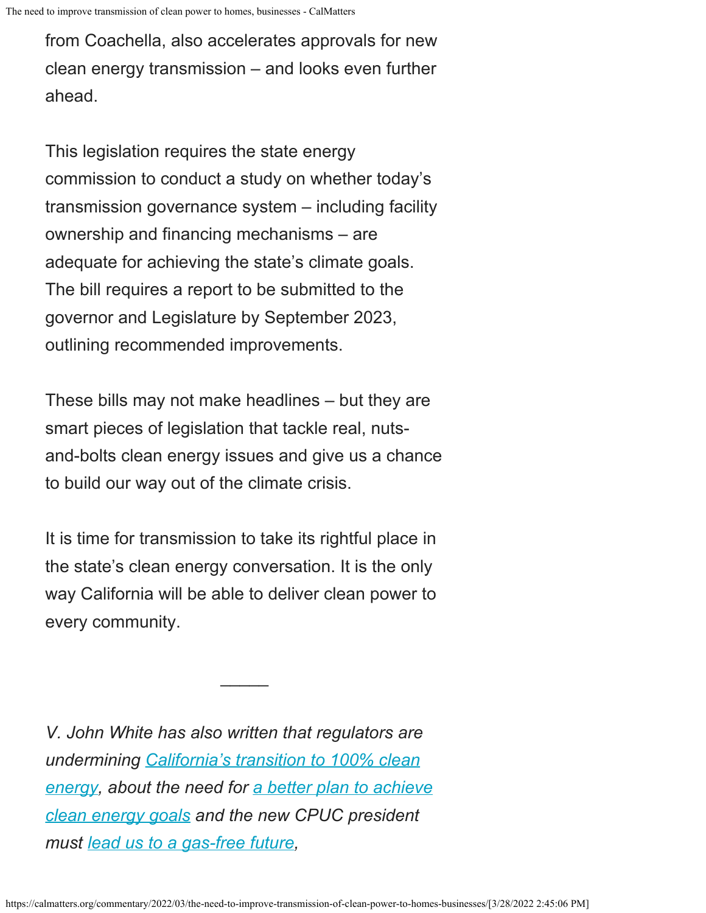from Coachella, also accelerates approvals for new clean energy transmission – and looks even further ahead.

This legislation requires the state energy commission to conduct a study on whether today's transmission governance system – including facility ownership and financing mechanisms – are adequate for achieving the state's climate goals. The bill requires a report to be submitted to the governor and Legislature by September 2023, outlining recommended improvements.

These bills may not make headlines – but they are smart pieces of legislation that tackle real, nuts-and-bolts clean energy issues and give us a chance to build our way out of the climate crisis.

It is time for transmission to take its rightful place in the state's clean energy conversation. It is the only way California will be able to deliver clean power to every community.

—–

*V. John White has also written that regulators are undermining [California's transition to 100% clean energy](), about the need for [a better plan to achieve clean energy goals]() and the new CPUC president must [lead us to a gas-free future](),*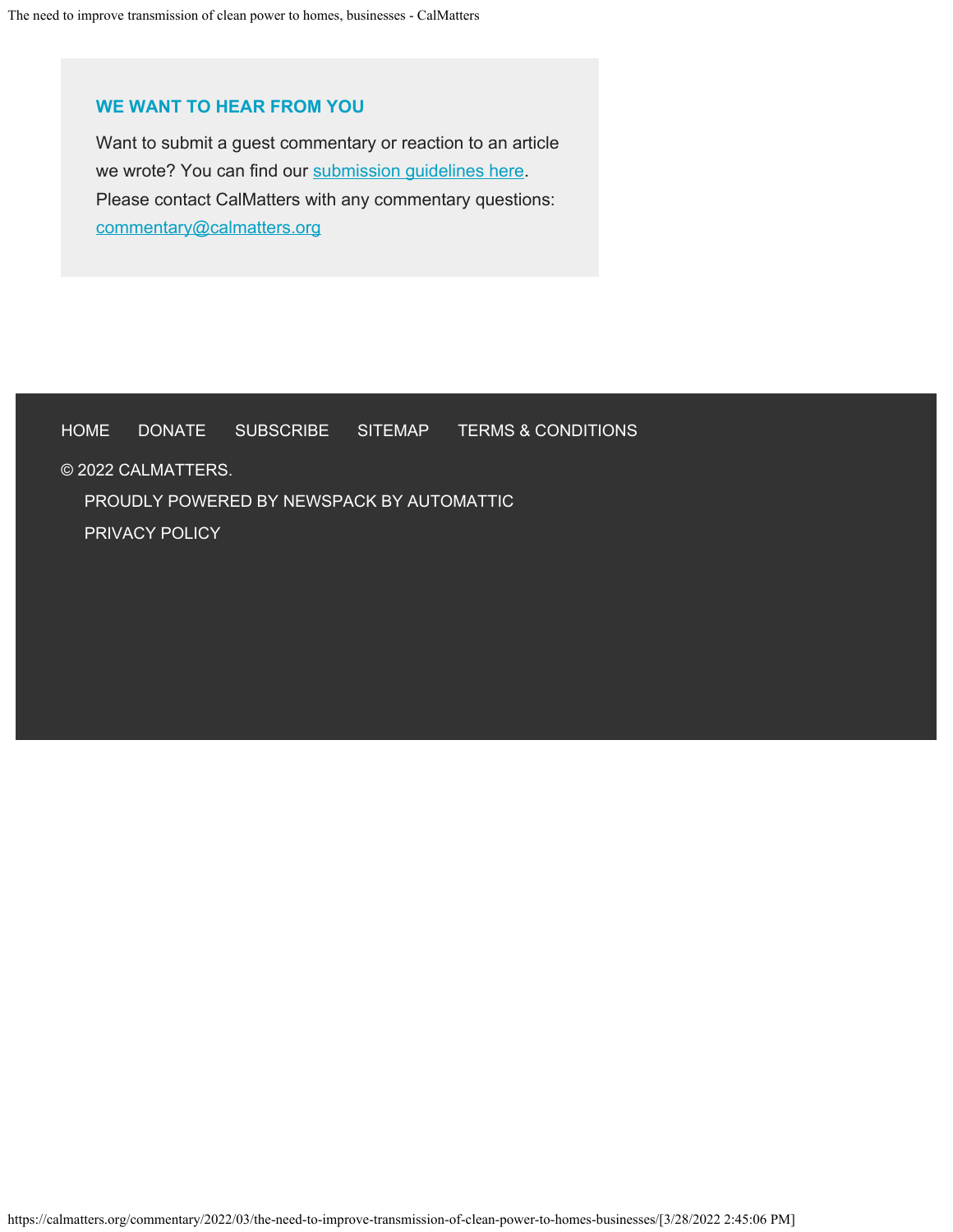### WE WANT TO HEAR FROM YOU

Want to submit a guest commentary or reaction to an article we wrote? You can find our [submission guidelines here](). Please contact CalMatters with any commentary questions: [commentary@calmatters.org](mailto:commentary@calmatters.org)

HOME DONATE SUBSCRIBE SITEMAP TERMS & CONDITIONS

© 2022 CALMATTERS.

PROUDLY POWERED BY NEWSPACK BY AUTOMATTIC

PRIVACY POLICY